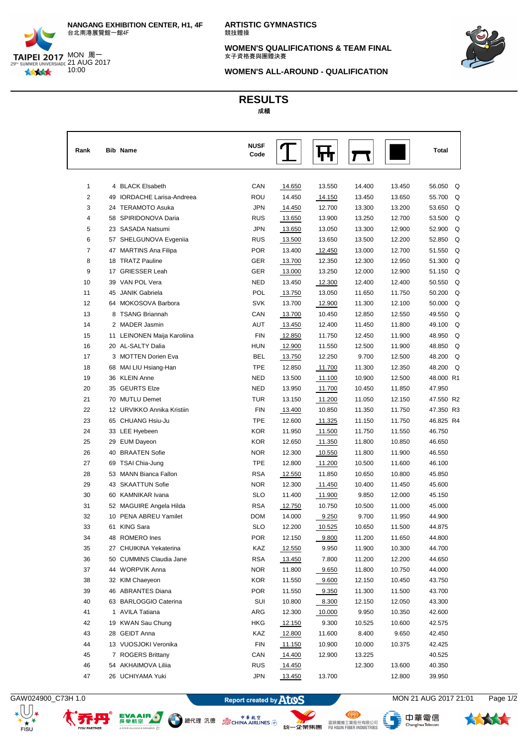NANGANG EXHIBITION CENTER, H1, 4F
台北南港展覽館一館4F

MON 周一
21 AUG 2017
10:00

**ARTISTIC GYMNASTICS**
競技體操

**WOMEN'S QUALIFICATIONS & TEAM FINAL**
女子資格賽與團體決賽

**WOMEN'S ALL-AROUND - QUALIFICATION**

# RESULTS
成績

| Rank | Bib | Name | NUSF Code | Vault | Uneven Bars | Balance Beam | Floor | Total | |
|---|---|---|---|---|---|---|---|---|---|
| 1 | 4 | BLACK Elsabeth | CAN | 14.650 | 13.550 | 14.400 | 13.450 | 56.050 | Q |
| 2 | 49 | IORDACHE Larisa-Andreea | ROU | 14.450 | 14.150 | 13.450 | 13.650 | 55.700 | Q |
| 3 | 24 | TERAMOTO Asuka | JPN | 14.450 | 12.700 | 13.300 | 13.200 | 53.650 | Q |
| 4 | 58 | SPIRIDONOVA Daria | RUS | 13.650 | 13.900 | 13.250 | 12.700 | 53.500 | Q |
| 5 | 23 | SASADA Natsumi | JPN | 13.650 | 13.050 | 13.300 | 12.900 | 52.900 | Q |
| 6 | 57 | SHELGUNOVA Evgeniia | RUS | 13.500 | 13.650 | 13.500 | 12.200 | 52.850 | Q |
| 7 | 47 | MARTINS Ana Filipa | POR | 13.400 | 12.450 | 13.000 | 12.700 | 51.550 | Q |
| 8 | 18 | TRATZ Pauline | GER | 13.700 | 12.350 | 12.300 | 12.950 | 51.300 | Q |
| 9 | 17 | GRIESSER Leah | GER | 13.000 | 13.250 | 12.000 | 12.900 | 51.150 | Q |
| 10 | 39 | VAN POL Vera | NED | 13.450 | 12.300 | 12.400 | 12.400 | 50.550 | Q |
| 11 | 45 | JANIK Gabriela | POL | 13.750 | 13.050 | 11.650 | 11.750 | 50.200 | Q |
| 12 | 64 | MOKOSOVA Barbora | SVK | 13.700 | 12.900 | 11.300 | 12.100 | 50.000 | Q |
| 13 | 8 | TSANG Briannah | CAN | 13.700 | 10.450 | 12.850 | 12.550 | 49.550 | Q |
| 14 | 2 | MADER Jasmin | AUT | 13.450 | 12.400 | 11.450 | 11.800 | 49.100 | Q |
| 15 | 11 | LEINONEN Maija Karoliina | FIN | 12.850 | 11.750 | 12.450 | 11.900 | 48.950 | Q |
| 16 | 20 | AL-SALTY Dalia | HUN | 12.900 | 11.550 | 12.500 | 11.900 | 48.850 | Q |
| 17 | 3 | MOTTEN Dorien Eva | BEL | 13.750 | 12.250 | 9.700 | 12.500 | 48.200 | Q |
| 18 | 68 | MAI LIU Hsiang-Han | TPE | 12.850 | 11.700 | 11.300 | 12.350 | 48.200 | Q |
| 19 | 36 | KLEIN Anne | NED | 13.500 | 11.100 | 10.900 | 12.500 | 48.000 | R1 |
| 20 | 35 | GEURTS Elze | NED | 13.950 | 11.700 | 10.450 | 11.850 | 47.950 | |
| 21 | 70 | MUTLU Demet | TUR | 13.150 | 11.200 | 11.050 | 12.150 | 47.550 | R2 |
| 22 | 12 | URVIKKO Annika Kristiin | FIN | 13.400 | 10.850 | 11.350 | 11.750 | 47.350 | R3 |
| 23 | 65 | CHUANG Hsiu-Ju | TPE | 12.600 | 11.325 | 11.150 | 11.750 | 46.825 | R4 |
| 24 | 33 | LEE Hyebeen | KOR | 11.950 | 11.500 | 11.750 | 11.550 | 46.750 | |
| 25 | 29 | EUM Dayeon | KOR | 12.650 | 11.350 | 11.800 | 10.850 | 46.650 | |
| 26 | 40 | BRAATEN Sofie | NOR | 12.300 | 10.550 | 11.800 | 11.900 | 46.550 | |
| 27 | 69 | TSAI Chia-Jung | TPE | 12.800 | 11.200 | 10.500 | 11.600 | 46.100 | |
| 28 | 53 | MANN Bianca Fallon | RSA | 12.550 | 11.850 | 10.650 | 10.800 | 45.850 | |
| 29 | 43 | SKAATTUN Sofie | NOR | 12.300 | 11.450 | 10.400 | 11.450 | 45.600 | |
| 30 | 60 | KAMNIKAR Ivana | SLO | 11.400 | 11.900 | 9.850 | 12.000 | 45.150 | |
| 31 | 52 | MAGUIRE Angela Hilda | RSA | 12.750 | 10.750 | 10.500 | 11.000 | 45.000 | |
| 32 | 10 | PENA ABREU Yamilet | DOM | 14.000 | 9.250 | 9.700 | 11.950 | 44.900 | |
| 33 | 61 | KING Sara | SLO | 12.200 | 10.525 | 10.650 | 11.500 | 44.875 | |
| 34 | 48 | ROMERO Ines | POR | 12.150 | 9.800 | 11.200 | 11.650 | 44.800 | |
| 35 | 27 | CHUIKINA Yekaterina | KAZ | 12.550 | 9.950 | 11.900 | 10.300 | 44.700 | |
| 36 | 50 | CUMMINS Claudia Jane | RSA | 13.450 | 7.800 | 11.200 | 12.200 | 44.650 | |
| 37 | 44 | WORPVIK Anna | NOR | 11.800 | 9.650 | 11.800 | 10.750 | 44.000 | |
| 38 | 32 | KIM Chaeyeon | KOR | 11.550 | 9.600 | 12.150 | 10.450 | 43.750 | |
| 39 | 46 | ABRANTES Diana | POR | 11.550 | 9.350 | 11.300 | 11.500 | 43.700 | |
| 40 | 63 | BARLOGGIO Caterina | SUI | 10.800 | 8.300 | 12.150 | 12.050 | 43.300 | |
| 41 | 1 | AVILA Tatiana | ARG | 12.300 | 10.000 | 9.950 | 10.350 | 42.600 | |
| 42 | 19 | KWAN Sau Chung | HKG | 12.150 | 9.300 | 10.525 | 10.600 | 42.575 | |
| 43 | 28 | GEIDT Anna | KAZ | 12.800 | 11.600 | 8.400 | 9.650 | 42.450 | |
| 44 | 13 | VUOSJOKI Veronika | FIN | 11.150 | 10.900 | 10.000 | 10.375 | 42.425 | |
| 45 | 7 | ROGERS Brittany | CAN | 14.400 | 12.900 | 13.225 | | 40.525 | |
| 46 | 54 | AKHAIMOVA Liliia | RUS | 14.450 | | 12.300 | 13.600 | 40.350 | |
| 47 | 26 | UCHIYAMA Yuki | JPN | 13.450 | 13.700 | | 12.800 | 39.950 | |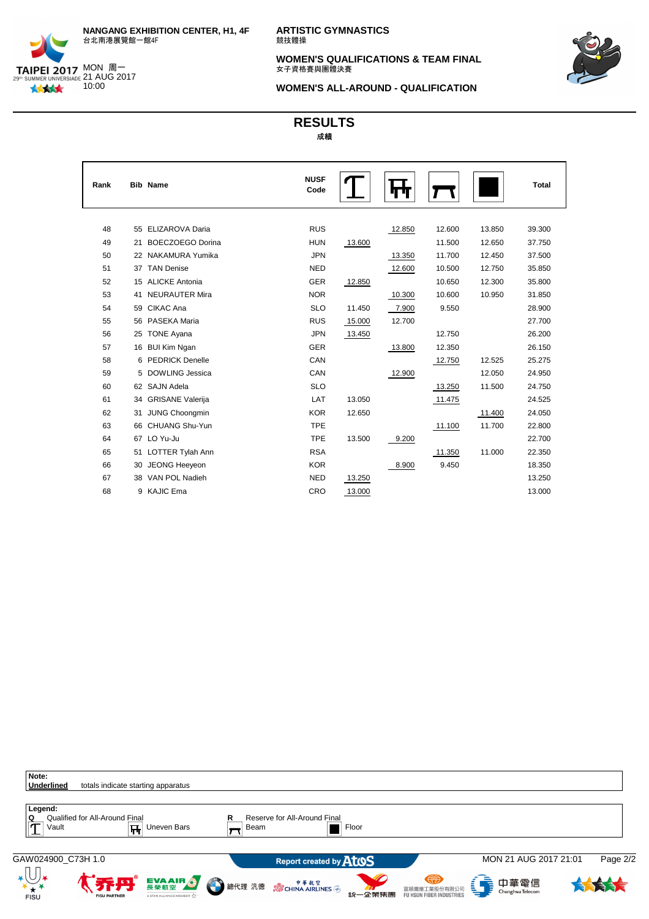NANGANG EXHIBITION CENTER, H1, 4F
台北南港展覽館一館4F

TAIPEI 2017
29TH SUMMER UNIVERSIADE

MON 周一
21 AUG 2017
10:00

# ARTISTIC GYMNASTICS
競技體操

## WOMEN'S QUALIFICATIONS & TEAM FINAL
女子資格賽與團體決賽

## WOMEN'S ALL-AROUND - QUALIFICATION

# RESULTS
成績

| Rank | Bib | Name | NUSF Code | Vault | Uneven Bars | Beam | Floor | Total |
|---|---|---|---|---|---|---|---|---|
| 48 | 55 | ELIZAROVA Daria | RUS | | <u>12.850</u> | 12.600 | 13.850 | 39.300 |
| 49 | 21 | BOECZOEGO Dorina | HUN | <u>13.600</u> | | 11.500 | 12.650 | 37.750 |
| 50 | 22 | NAKAMURA Yumika | JPN | | <u>13.350</u> | 11.700 | 12.450 | 37.500 |
| 51 | 37 | TAN Denise | NED | | <u>12.600</u> | 10.500 | 12.750 | 35.850 |
| 52 | 15 | ALICKE Antonia | GER | <u>12.850</u> | | 10.650 | 12.300 | 35.800 |
| 53 | 41 | NEURAUTER Mira | NOR | | <u>10.300</u> | 10.600 | 10.950 | 31.850 |
| 54 | 59 | CIKAC Ana | SLO | 11.450 | <u>7.900</u> | 9.550 | | 28.900 |
| 55 | 56 | PASEKA Maria | RUS | <u>15.000</u> | 12.700 | | | 27.700 |
| 56 | 25 | TONE Ayana | JPN | <u>13.450</u> | | 12.750 | | 26.200 |
| 57 | 16 | BUI Kim Ngan | GER | | <u>13.800</u> | 12.350 | | 26.150 |
| 58 | 6 | PEDRICK Denelle | CAN | | | <u>12.750</u> | 12.525 | 25.275 |
| 59 | 5 | DOWLING Jessica | CAN | | <u>12.900</u> | | 12.050 | 24.950 |
| 60 | 62 | SAJN Adela | SLO | | | <u>13.250</u> | 11.500 | 24.750 |
| 61 | 34 | GRISANE Valerija | LAT | 13.050 | | <u>11.475</u> | | 24.525 |
| 62 | 31 | JUNG Choongmin | KOR | 12.650 | | | <u>11.400</u> | 24.050 |
| 63 | 66 | CHUANG Shu-Yun | TPE | | | <u>11.100</u> | 11.700 | 22.800 |
| 64 | 67 | LO Yu-Ju | TPE | 13.500 | <u>9.200</u> | | | 22.700 |
| 65 | 51 | LOTTER Tylah Ann | RSA | | | <u>11.350</u> | 11.000 | 22.350 |
| 66 | 30 | JEONG Heeyeon | KOR | | <u>8.900</u> | 9.450 | | 18.350 |
| 67 | 38 | VAN POL Nadieh | NED | <u>13.250</u> | | | | 13.250 |
| 68 | 9 | KAJIC Ema | CRO | <u>13.000</u> | | | | 13.000 |

**Note:**
**Underlined** totals indicate starting apparatus

**Legend:**
Q Qualified for All-Around Final
R Reserve for All-Around Final
Vault
Uneven Bars
Beam
Floor

GAW024900_C73H 1.0
Report created by Atos
MON 21 AUG 2017 21:01